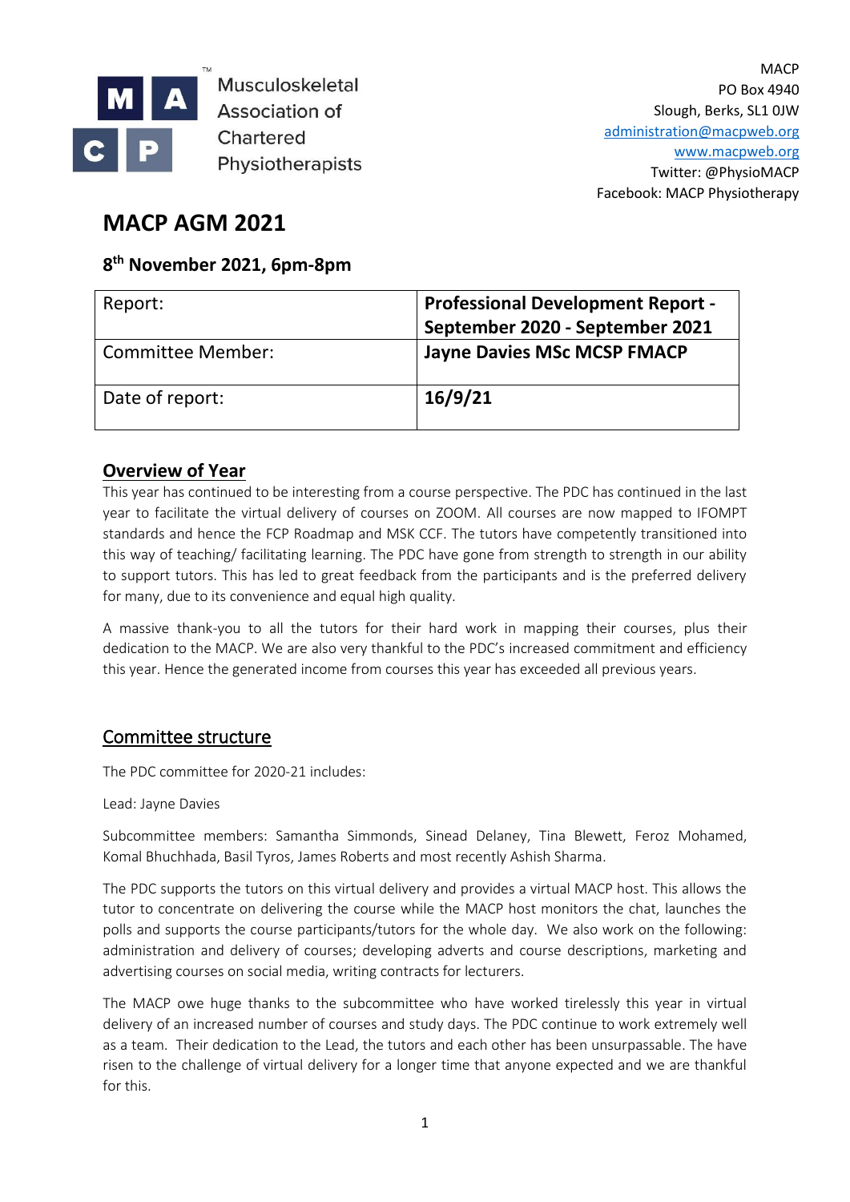Musculoskeletal Association of Chartered Physiotherapists

MACP
PO Box 4940
Slough, Berks, SL1 0JW
administration@macpweb.org
www.macpweb.org
Twitter: @PhysioMACP
Facebook: MACP Physiotherapy

# MACP AGM 2021

## 8th November 2021, 6pm-8pm

| Report: | **Professional Development Report - September 2020 - September 2021** |
|---|---|
| Committee Member: | **Jayne Davies MSc MCSP FMACP** |
| Date of report: | **16/9/21** |

## Overview of Year

This year has continued to be interesting from a course perspective. The PDC has continued in the last year to facilitate the virtual delivery of courses on ZOOM. All courses are now mapped to IFOMPT standards and hence the FCP Roadmap and MSK CCF. The tutors have competently transitioned into this way of teaching/ facilitating learning. The PDC have gone from strength to strength in our ability to support tutors. This has led to great feedback from the participants and is the preferred delivery for many, due to its convenience and equal high quality.

A massive thank-you to all the tutors for their hard work in mapping their courses, plus their dedication to the MACP. We are also very thankful to the PDC's increased commitment and efficiency this year. Hence the generated income from courses this year has exceeded all previous years.

## Committee structure

The PDC committee for 2020-21 includes:

Lead: Jayne Davies

Subcommittee members: Samantha Simmonds, Sinead Delaney, Tina Blewett, Feroz Mohamed, Komal Bhuchhada, Basil Tyros, James Roberts and most recently Ashish Sharma.

The PDC supports the tutors on this virtual delivery and provides a virtual MACP host. This allows the tutor to concentrate on delivering the course while the MACP host monitors the chat, launches the polls and supports the course participants/tutors for the whole day. We also work on the following: administration and delivery of courses; developing adverts and course descriptions, marketing and advertising courses on social media, writing contracts for lecturers.

The MACP owe huge thanks to the subcommittee who have worked tirelessly this year in virtual delivery of an increased number of courses and study days. The PDC continue to work extremely well as a team. Their dedication to the Lead, the tutors and each other has been unsurpassable. The have risen to the challenge of virtual delivery for a longer time that anyone expected and we are thankful for this.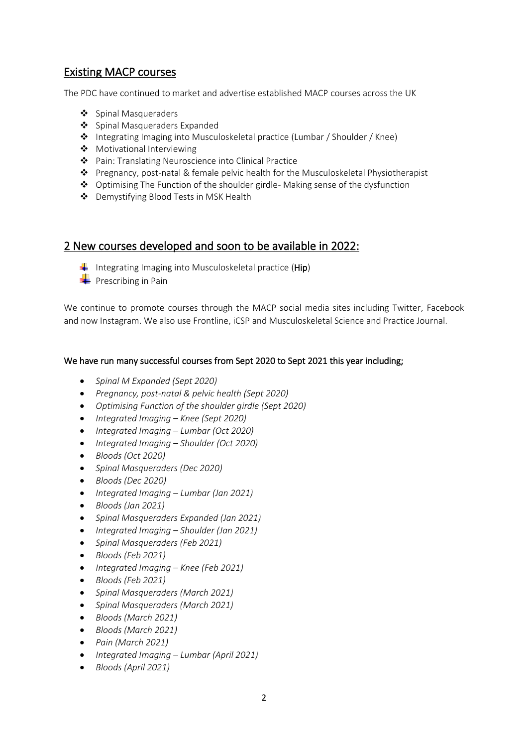## Existing MACP courses

The PDC have continued to market and advertise established MACP courses across the UK

- Spinal Masqueraders
- Spinal Masqueraders Expanded
- Integrating Imaging into Musculoskeletal practice (Lumbar / Shoulder / Knee)
- Motivational Interviewing
- Pain: Translating Neuroscience into Clinical Practice
- Pregnancy, post-natal & female pelvic health for the Musculoskeletal Physiotherapist
- Optimising The Function of the shoulder girdle- Making sense of the dysfunction
- Demystifying Blood Tests in MSK Health

## 2 New courses developed and soon to be available in 2022:

- Integrating Imaging into Musculoskeletal practice (**Hip**)
- Prescribing in Pain

We continue to promote courses through the MACP social media sites including Twitter, Facebook and now Instagram. We also use Frontline, iCSP and Musculoskeletal Science and Practice Journal.

### We have run many successful courses from Sept 2020 to Sept 2021 this year including;

- *Spinal M Expanded (Sept 2020)*
- *Pregnancy, post-natal & pelvic health (Sept 2020)*
- *Optimising Function of the shoulder girdle (Sept 2020)*
- *Integrated Imaging – Knee (Sept 2020)*
- *Integrated Imaging – Lumbar (Oct 2020)*
- *Integrated Imaging – Shoulder (Oct 2020)*
- *Bloods (Oct 2020)*
- *Spinal Masqueraders (Dec 2020)*
- *Bloods (Dec 2020)*
- *Integrated Imaging – Lumbar (Jan 2021)*
- *Bloods (Jan 2021)*
- *Spinal Masqueraders Expanded (Jan 2021)*
- *Integrated Imaging – Shoulder (Jan 2021)*
- *Spinal Masqueraders (Feb 2021)*
- *Bloods (Feb 2021)*
- *Integrated Imaging – Knee (Feb 2021)*
- *Bloods (Feb 2021)*
- *Spinal Masqueraders (March 2021)*
- *Spinal Masqueraders (March 2021)*
- *Bloods (March 2021)*
- *Bloods (March 2021)*
- *Pain (March 2021)*
- *Integrated Imaging – Lumbar (April 2021)*
- *Bloods (April 2021)*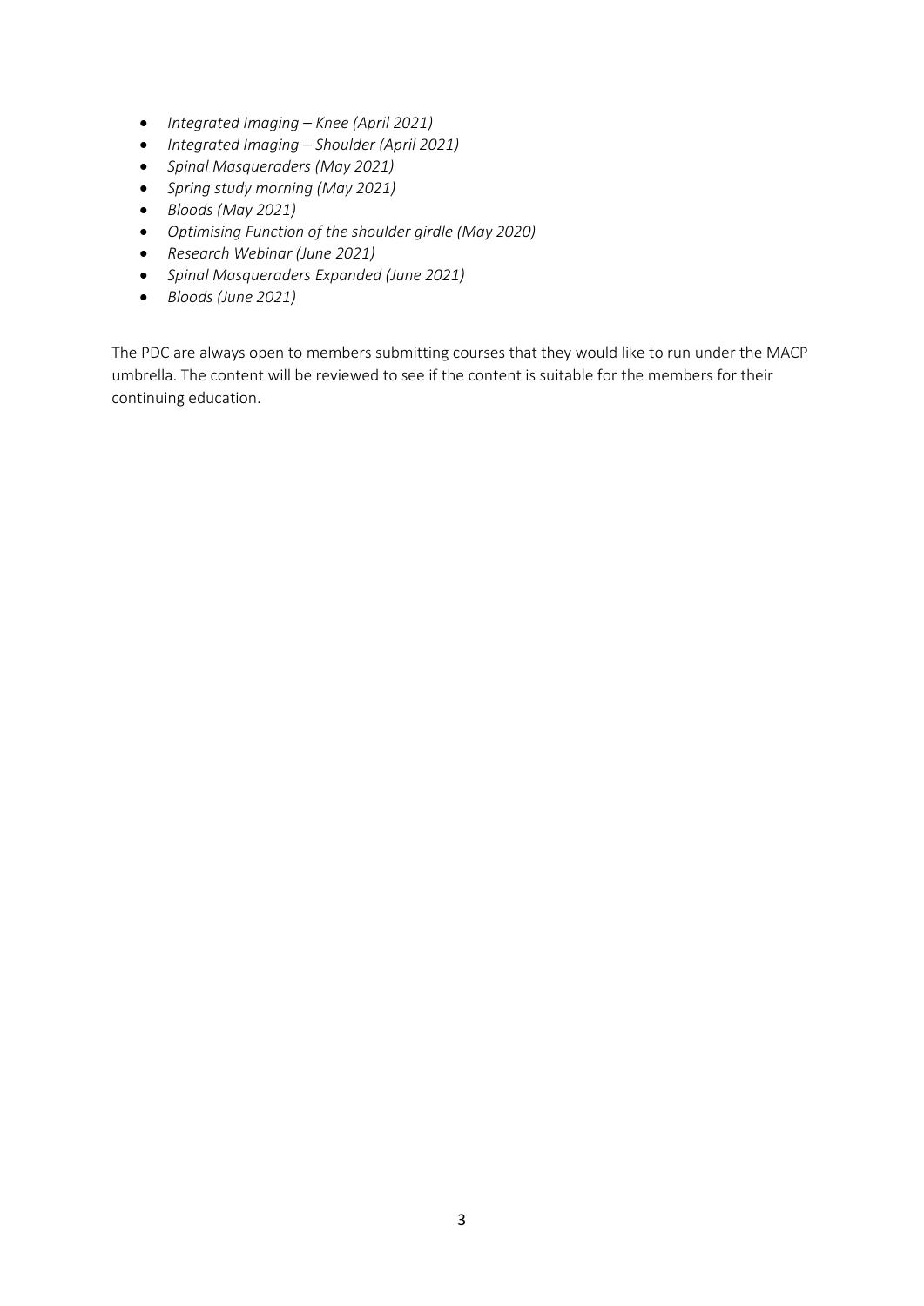- *Integrated Imaging – Knee (April 2021)*
- *Integrated Imaging – Shoulder (April 2021)*
- *Spinal Masqueraders (May 2021)*
- *Spring study morning (May 2021)*
- *Bloods (May 2021)*
- *Optimising Function of the shoulder girdle (May 2020)*
- *Research Webinar (June 2021)*
- *Spinal Masqueraders Expanded (June 2021)*
- *Bloods (June 2021)*

The PDC are always open to members submitting courses that they would like to run under the MACP umbrella. The content will be reviewed to see if the content is suitable for the members for their continuing education.